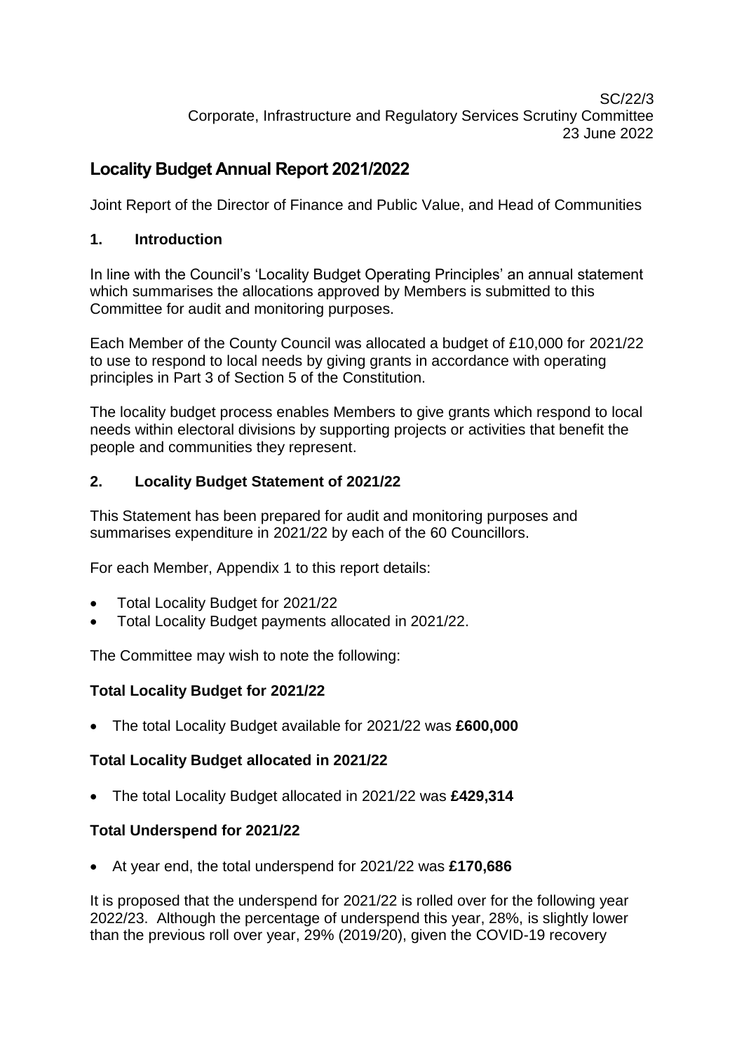SC/22/3
Corporate, Infrastructure and Regulatory Services Scrutiny Committee
23 June 2022

# Locality Budget Annual Report 2021/2022

Joint Report of the Director of Finance and Public Value, and Head of Communities

## 1. Introduction

In line with the Council's 'Locality Budget Operating Principles' an annual statement which summarises the allocations approved by Members is submitted to this Committee for audit and monitoring purposes.

Each Member of the County Council was allocated a budget of £10,000 for 2021/22 to use to respond to local needs by giving grants in accordance with operating principles in Part 3 of Section 5 of the Constitution.

The locality budget process enables Members to give grants which respond to local needs within electoral divisions by supporting projects or activities that benefit the people and communities they represent.

## 2. Locality Budget Statement of 2021/22

This Statement has been prepared for audit and monitoring purposes and summarises expenditure in 2021/22 by each of the 60 Councillors.

For each Member, Appendix 1 to this report details:

- Total Locality Budget for 2021/22
- Total Locality Budget payments allocated in 2021/22.

The Committee may wish to note the following:

**Total Locality Budget for 2021/22**

- The total Locality Budget available for 2021/22 was **£600,000**

**Total Locality Budget allocated in 2021/22**

- The total Locality Budget allocated in 2021/22 was **£429,314**

**Total Underspend for 2021/22**

- At year end, the total underspend for 2021/22 was **£170,686**

It is proposed that the underspend for 2021/22 is rolled over for the following year 2022/23. Although the percentage of underspend this year, 28%, is slightly lower than the previous roll over year, 29% (2019/20), given the COVID-19 recovery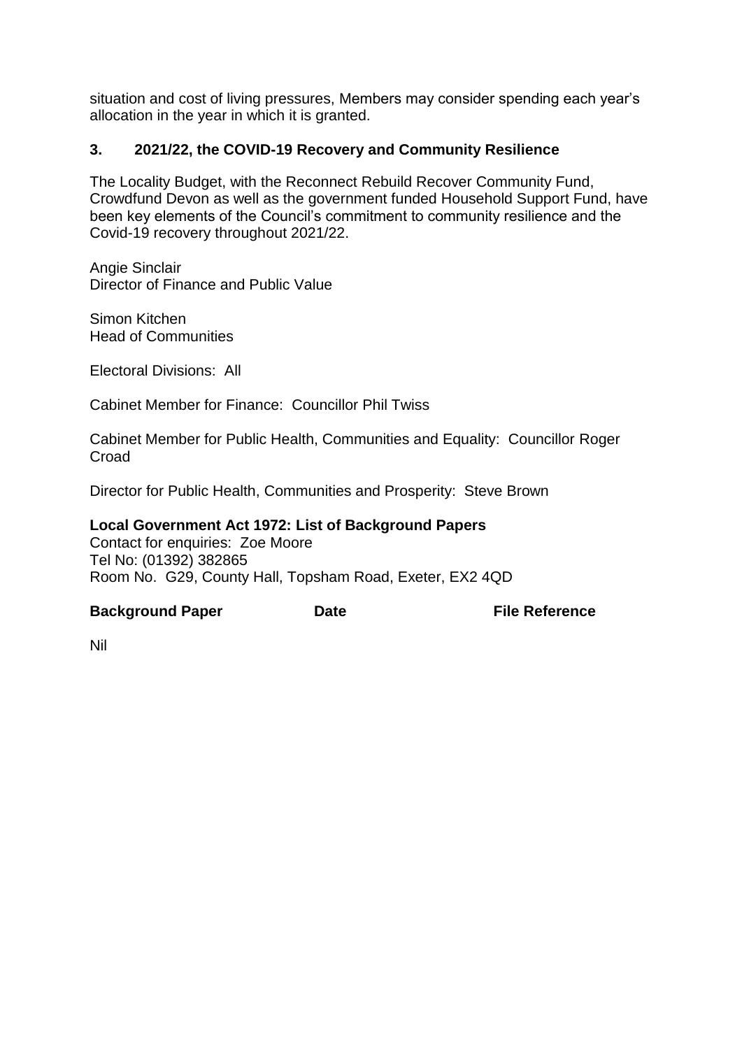situation and cost of living pressures, Members may consider spending each year's allocation in the year in which it is granted.

### 3. 2021/22, the COVID-19 Recovery and Community Resilience

The Locality Budget, with the Reconnect Rebuild Recover Community Fund, Crowdfund Devon as well as the government funded Household Support Fund, have been key elements of the Council's commitment to community resilience and the Covid-19 recovery throughout 2021/22.

Angie Sinclair
Director of Finance and Public Value

Simon Kitchen
Head of Communities

Electoral Divisions: All

Cabinet Member for Finance: Councillor Phil Twiss

Cabinet Member for Public Health, Communities and Equality: Councillor Roger Croad

Director for Public Health, Communities and Prosperity: Steve Brown

**Local Government Act 1972: List of Background Papers**
Contact for enquiries: Zoe Moore
Tel No: (01392) 382865
Room No. G29, County Hall, Topsham Road, Exeter, EX2 4QD

| Background Paper | Date | File Reference |
|---|---|---|
| Nil | | |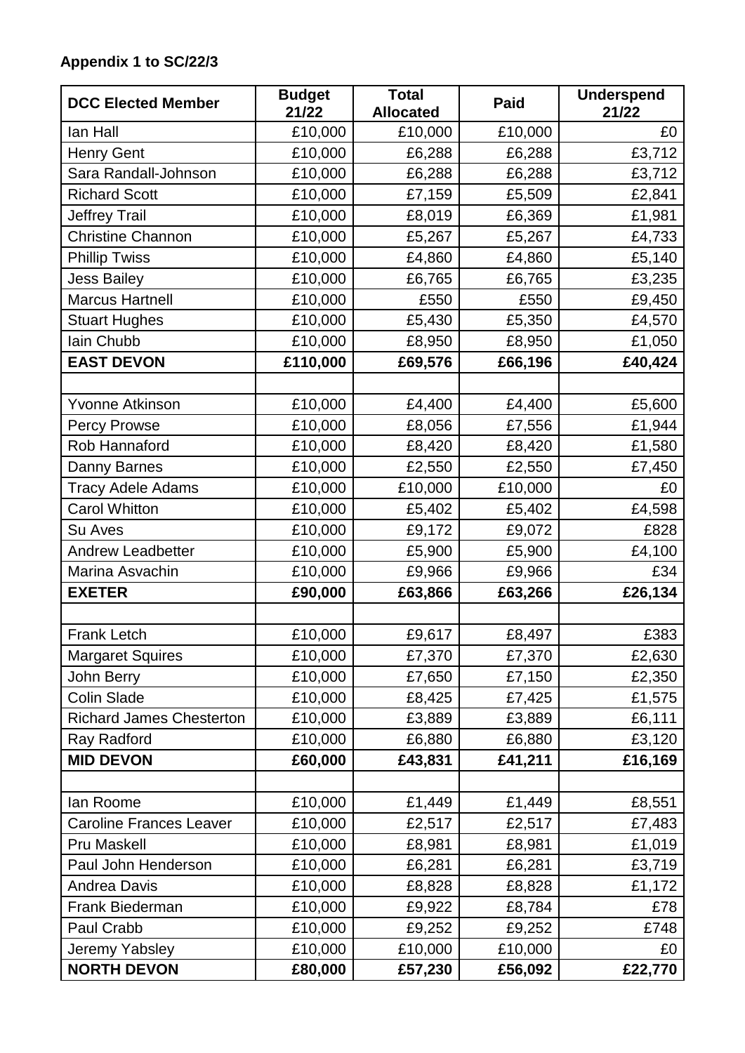**Appendix 1 to SC/22/3**

| DCC Elected Member | Budget 21/22 | Total Allocated | Paid | Underspend 21/22 |
|---|---|---|---|---|
| Ian Hall | £10,000 | £10,000 | £10,000 | £0 |
| Henry Gent | £10,000 | £6,288 | £6,288 | £3,712 |
| Sara Randall-Johnson | £10,000 | £6,288 | £6,288 | £3,712 |
| Richard Scott | £10,000 | £7,159 | £5,509 | £2,841 |
| Jeffrey Trail | £10,000 | £8,019 | £6,369 | £1,981 |
| Christine Channon | £10,000 | £5,267 | £5,267 | £4,733 |
| Phillip Twiss | £10,000 | £4,860 | £4,860 | £5,140 |
| Jess Bailey | £10,000 | £6,765 | £6,765 | £3,235 |
| Marcus Hartnell | £10,000 | £550 | £550 | £9,450 |
| Stuart Hughes | £10,000 | £5,430 | £5,350 | £4,570 |
| Iain Chubb | £10,000 | £8,950 | £8,950 | £1,050 |
| **EAST DEVON** | **£110,000** | **£69,576** | **£66,196** | **£40,424** |
| | | | | |
| Yvonne Atkinson | £10,000 | £4,400 | £4,400 | £5,600 |
| Percy Prowse | £10,000 | £8,056 | £7,556 | £1,944 |
| Rob Hannaford | £10,000 | £8,420 | £8,420 | £1,580 |
| Danny Barnes | £10,000 | £2,550 | £2,550 | £7,450 |
| Tracy Adele Adams | £10,000 | £10,000 | £10,000 | £0 |
| Carol Whitton | £10,000 | £5,402 | £5,402 | £4,598 |
| Su Aves | £10,000 | £9,172 | £9,072 | £828 |
| Andrew Leadbetter | £10,000 | £5,900 | £5,900 | £4,100 |
| Marina Asvachin | £10,000 | £9,966 | £9,966 | £34 |
| **EXETER** | **£90,000** | **£63,866** | **£63,266** | **£26,134** |
| | | | | |
| Frank Letch | £10,000 | £9,617 | £8,497 | £383 |
| Margaret Squires | £10,000 | £7,370 | £7,370 | £2,630 |
| John Berry | £10,000 | £7,650 | £7,150 | £2,350 |
| Colin Slade | £10,000 | £8,425 | £7,425 | £1,575 |
| Richard James Chesterton | £10,000 | £3,889 | £3,889 | £6,111 |
| Ray Radford | £10,000 | £6,880 | £6,880 | £3,120 |
| **MID DEVON** | **£60,000** | **£43,831** | **£41,211** | **£16,169** |
| | | | | |
| Ian Roome | £10,000 | £1,449 | £1,449 | £8,551 |
| Caroline Frances Leaver | £10,000 | £2,517 | £2,517 | £7,483 |
| Pru Maskell | £10,000 | £8,981 | £8,981 | £1,019 |
| Paul John Henderson | £10,000 | £6,281 | £6,281 | £3,719 |
| Andrea Davis | £10,000 | £8,828 | £8,828 | £1,172 |
| Frank Biederman | £10,000 | £9,922 | £8,784 | £78 |
| Paul Crabb | £10,000 | £9,252 | £9,252 | £748 |
| Jeremy Yabsley | £10,000 | £10,000 | £10,000 | £0 |
| **NORTH DEVON** | **£80,000** | **£57,230** | **£56,092** | **£22,770** |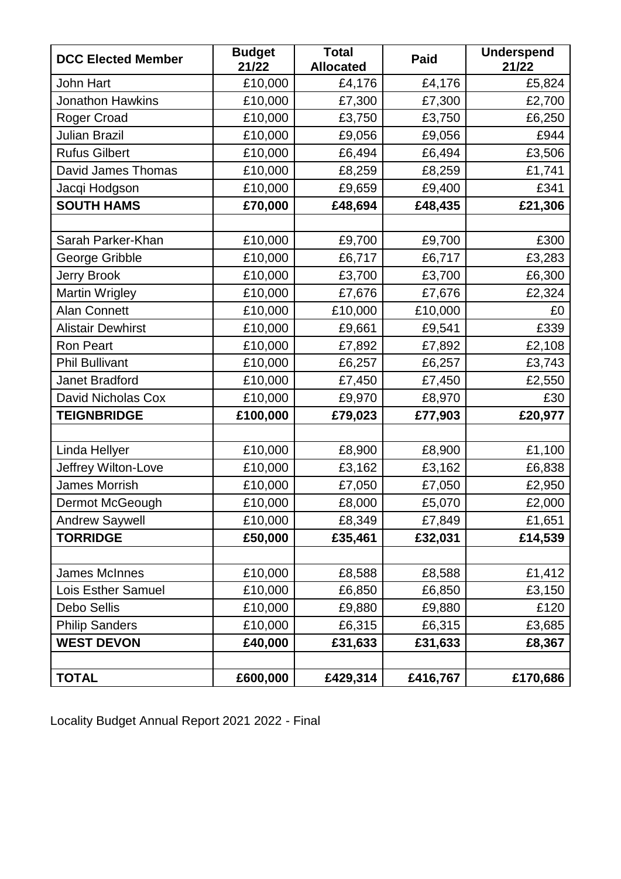| DCC Elected Member | Budget 21/22 | Total Allocated | Paid | Underspend 21/22 |
|---|---|---|---|---|
| John Hart | £10,000 | £4,176 | £4,176 | £5,824 |
| Jonathon Hawkins | £10,000 | £7,300 | £7,300 | £2,700 |
| Roger Croad | £10,000 | £3,750 | £3,750 | £6,250 |
| Julian Brazil | £10,000 | £9,056 | £9,056 | £944 |
| Rufus Gilbert | £10,000 | £6,494 | £6,494 | £3,506 |
| David James Thomas | £10,000 | £8,259 | £8,259 | £1,741 |
| Jacqi Hodgson | £10,000 | £9,659 | £9,400 | £341 |
| **SOUTH HAMS** | **£70,000** | **£48,694** | **£48,435** | **£21,306** |
| | | | | |
| Sarah Parker-Khan | £10,000 | £9,700 | £9,700 | £300 |
| George Gribble | £10,000 | £6,717 | £6,717 | £3,283 |
| Jerry Brook | £10,000 | £3,700 | £3,700 | £6,300 |
| Martin Wrigley | £10,000 | £7,676 | £7,676 | £2,324 |
| Alan Connett | £10,000 | £10,000 | £10,000 | £0 |
| Alistair Dewhirst | £10,000 | £9,661 | £9,541 | £339 |
| Ron Peart | £10,000 | £7,892 | £7,892 | £2,108 |
| Phil Bullivant | £10,000 | £6,257 | £6,257 | £3,743 |
| Janet Bradford | £10,000 | £7,450 | £7,450 | £2,550 |
| David Nicholas Cox | £10,000 | £9,970 | £8,970 | £30 |
| **TEIGNBRIDGE** | **£100,000** | **£79,023** | **£77,903** | **£20,977** |
| | | | | |
| Linda Hellyer | £10,000 | £8,900 | £8,900 | £1,100 |
| Jeffrey Wilton-Love | £10,000 | £3,162 | £3,162 | £6,838 |
| James Morrish | £10,000 | £7,050 | £7,050 | £2,950 |
| Dermot McGeough | £10,000 | £8,000 | £5,070 | £2,000 |
| Andrew Saywell | £10,000 | £8,349 | £7,849 | £1,651 |
| **TORRIDGE** | **£50,000** | **£35,461** | **£32,031** | **£14,539** |
| | | | | |
| James McInnes | £10,000 | £8,588 | £8,588 | £1,412 |
| Lois Esther Samuel | £10,000 | £6,850 | £6,850 | £3,150 |
| Debo Sellis | £10,000 | £9,880 | £9,880 | £120 |
| Philip Sanders | £10,000 | £6,315 | £6,315 | £3,685 |
| **WEST DEVON** | **£40,000** | **£31,633** | **£31,633** | **£8,367** |
| | | | | |
| **TOTAL** | **£600,000** | **£429,314** | **£416,767** | **£170,686** |

Locality Budget Annual Report 2021 2022 - Final